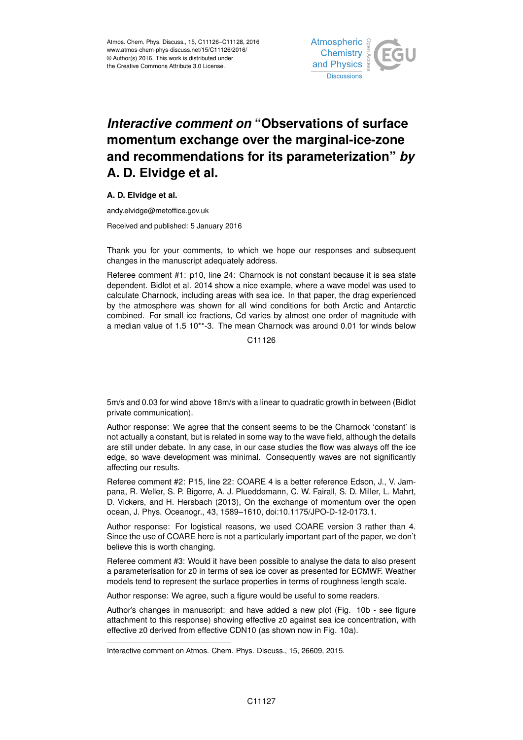# *Interactive comment on* "Observations of surface momentum exchange over the marginal-ice-zone and recommendations for its parameterization" *by* A. D. Elvidge et al.

**A. D. Elvidge et al.**

andy.elvidge@metoffice.gov.uk

Received and published: 5 January 2016

Thank you for your comments, to which we hope our responses and subsequent changes in the manuscript adequately address.

Referee comment #1: p10, line 24: Charnock is not constant because it is sea state dependent. Bidlot et al. 2014 show a nice example, where a wave model was used to calculate Charnock, including areas with sea ice. In that paper, the drag experienced by the atmosphere was shown for all wind conditions for both Arctic and Antarctic combined. For small ice fractions, Cd varies by almost one order of magnitude with a median value of 1.5 10**-3. The mean Charnock was around 0.01 for winds below 5m/s and 0.03 for wind above 18m/s with a linear to quadratic growth in between (Bidlot private communication).

Author response: We agree that the consent seems to be the Charnock 'constant' is not actually a constant, but is related in some way to the wave field, although the details are still under debate. In any case, in our case studies the flow was always off the ice edge, so wave development was minimal. Consequently waves are not significantly affecting our results.

Referee comment #2: P15, line 22: COARE 4 is a better reference Edson, J., V. Jampana, R. Weller, S. P. Bigorre, A. J. Plueddemann, C. W. Fairall, S. D. Miller, L. Mahrt, D. Vickers, and H. Hersbach (2013), On the exchange of momentum over the open ocean, J. Phys. Oceanogr., 43, 1589–1610, doi:10.1175/JPO-D-12-0173.1.

Author response: For logistical reasons, we used COARE version 3 rather than 4. Since the use of COARE here is not a particularly important part of the paper, we don't believe this is worth changing.

Referee comment #3: Would it have been possible to analyse the data to also present a parameterisation for z0 in terms of sea ice cover as presented for ECMWF. Weather models tend to represent the surface properties in terms of roughness length scale.

Author response: We agree, such a figure would be useful to some readers.

Author's changes in manuscript: and have added a new plot (Fig. 10b - see figure attachment to this response) showing effective z0 against sea ice concentration, with effective z0 derived from effective CDN10 (as shown now in Fig. 10a).

---

Interactive comment on Atmos. Chem. Phys. Discuss., 15, 26609, 2015.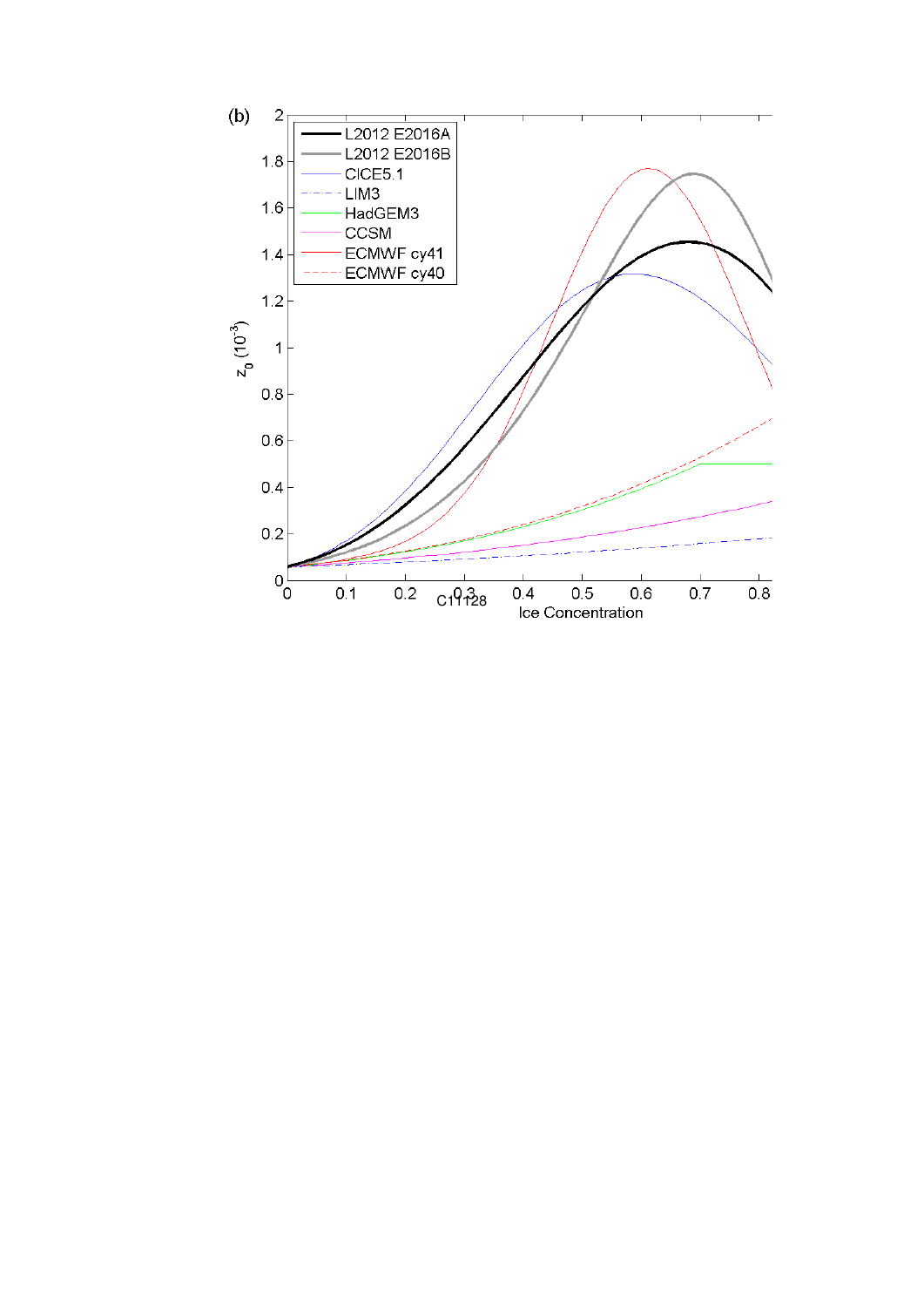(b)

L2012 E2016A
L2012 E2016B
CICE5.1
LIM3
HadGEM3
CCSM
ECMWF cy41
ECMWF cy40

$z_0$ ($10^{-3}$)

0
0.2
0.4
0.6
0.8
1
1.2
1.4
1.6
1.8
2

0
0.1
0.2
0.3
0.4
0.5
0.6
0.7
0.8

C11128

Ice Concentration